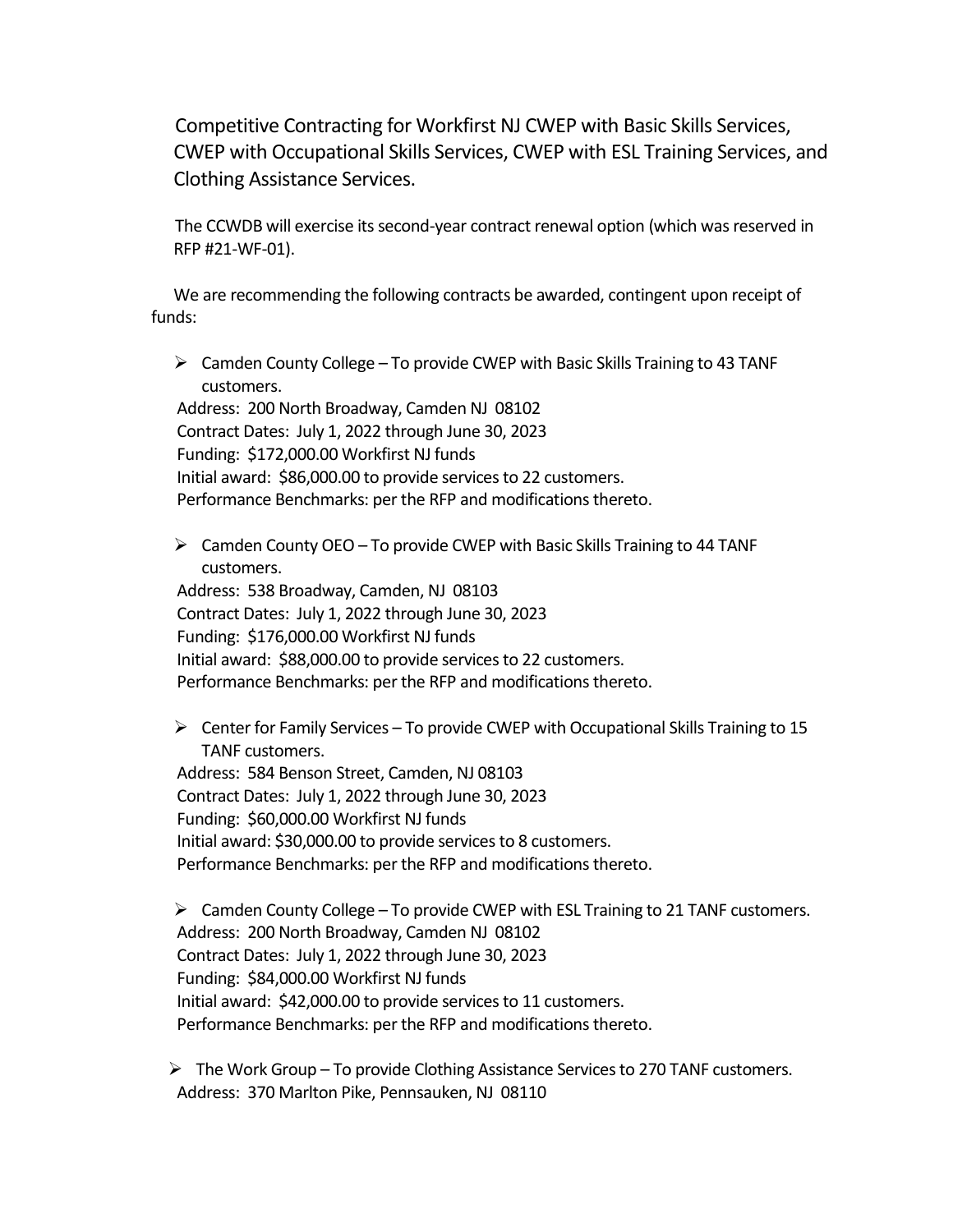Competitive Contracting for Workfirst NJ CWEP with Basic Skills Services, CWEP with Occupational Skills Services, CWEP with ESL Training Services, and Clothing Assistance Services.

The CCWDB will exercise its second-year contract renewal option (which was reserved in RFP #21-WF-01).

We are recommending the following contracts be awarded, contingent upon receipt of funds:

- Camden County College – To provide CWEP with Basic Skills Training to 43 TANF customers.

  Address: 200 North Broadway, Camden NJ 08102
  Contract Dates: July 1, 2022 through June 30, 2023
  Funding: $172,000.00 Workfirst NJ funds
  Initial award: $86,000.00 to provide services to 22 customers.
  Performance Benchmarks: per the RFP and modifications thereto.

- Camden County OEO – To provide CWEP with Basic Skills Training to 44 TANF customers.

  Address: 538 Broadway, Camden, NJ 08103
  Contract Dates: July 1, 2022 through June 30, 2023
  Funding: $176,000.00 Workfirst NJ funds
  Initial award: $88,000.00 to provide services to 22 customers.
  Performance Benchmarks: per the RFP and modifications thereto.

- Center for Family Services – To provide CWEP with Occupational Skills Training to 15 TANF customers.

  Address: 584 Benson Street, Camden, NJ 08103
  Contract Dates: July 1, 2022 through June 30, 2023
  Funding: $60,000.00 Workfirst NJ funds
  Initial award: $30,000.00 to provide services to 8 customers.
  Performance Benchmarks: per the RFP and modifications thereto.

- Camden County College – To provide CWEP with ESL Training to 21 TANF customers.

  Address: 200 North Broadway, Camden NJ 08102
  Contract Dates: July 1, 2022 through June 30, 2023
  Funding: $84,000.00 Workfirst NJ funds
  Initial award: $42,000.00 to provide services to 11 customers.
  Performance Benchmarks: per the RFP and modifications thereto.

- The Work Group – To provide Clothing Assistance Services to 270 TANF customers.

  Address: 370 Marlton Pike, Pennsauken, NJ 08110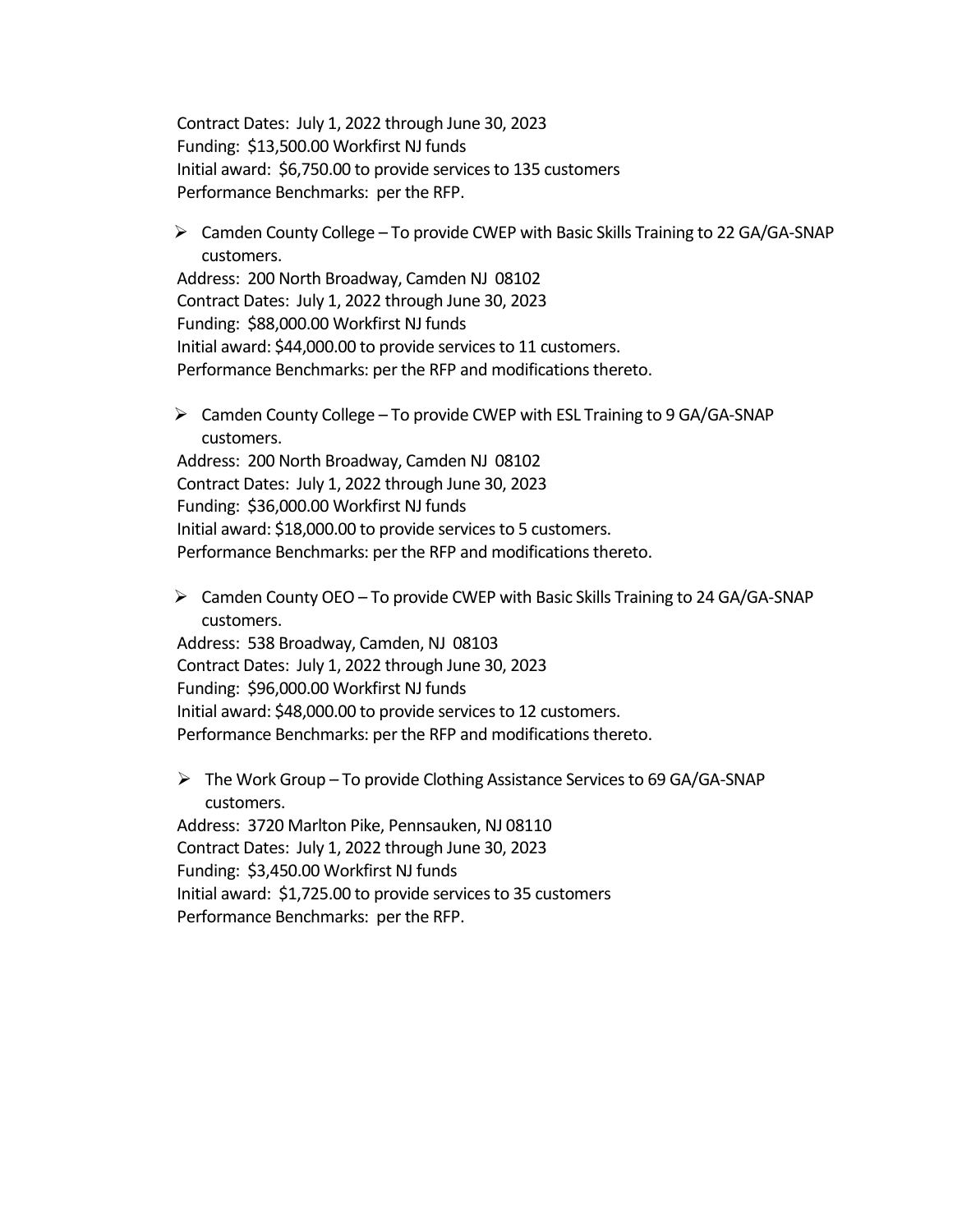Contract Dates: July 1, 2022 through June 30, 2023
Funding: $13,500.00 Workfirst NJ funds
Initial award: $6,750.00 to provide services to 135 customers
Performance Benchmarks: per the RFP.

- Camden County College – To provide CWEP with Basic Skills Training to 22 GA/GA-SNAP customers.

Address: 200 North Broadway, Camden NJ 08102
Contract Dates: July 1, 2022 through June 30, 2023
Funding: $88,000.00 Workfirst NJ funds
Initial award: $44,000.00 to provide services to 11 customers.
Performance Benchmarks: per the RFP and modifications thereto.

- Camden County College – To provide CWEP with ESL Training to 9 GA/GA-SNAP customers.

Address: 200 North Broadway, Camden NJ 08102
Contract Dates: July 1, 2022 through June 30, 2023
Funding: $36,000.00 Workfirst NJ funds
Initial award: $18,000.00 to provide services to 5 customers.
Performance Benchmarks: per the RFP and modifications thereto.

- Camden County OEO – To provide CWEP with Basic Skills Training to 24 GA/GA-SNAP customers.

Address: 538 Broadway, Camden, NJ 08103
Contract Dates: July 1, 2022 through June 30, 2023
Funding: $96,000.00 Workfirst NJ funds
Initial award: $48,000.00 to provide services to 12 customers.
Performance Benchmarks: per the RFP and modifications thereto.

- The Work Group – To provide Clothing Assistance Services to 69 GA/GA-SNAP customers.

Address: 3720 Marlton Pike, Pennsauken, NJ 08110
Contract Dates: July 1, 2022 through June 30, 2023
Funding: $3,450.00 Workfirst NJ funds
Initial award: $1,725.00 to provide services to 35 customers
Performance Benchmarks: per the RFP.